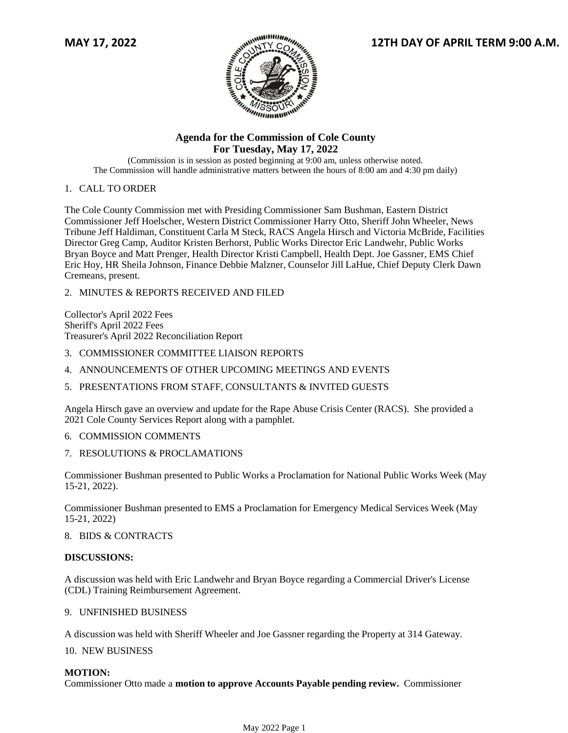**MAY 17, 2022** **12TH DAY OF APRIL TERM 9:00 A.M.**

# Agenda for the Commission of Cole County
## For Tuesday, May 17, 2022

(Commission is in session as posted beginning at 9:00 am, unless otherwise noted.
The Commission will handle administrative matters between the hours of 8:00 am and 4:30 pm daily)

1. CALL TO ORDER

The Cole County Commission met with Presiding Commissioner Sam Bushman, Eastern District Commissioner Jeff Hoelscher, Western District Commissioner Harry Otto, Sheriff John Wheeler, News Tribune Jeff Haldiman, Constituent Carla M Steck, RACS Angela Hirsch and Victoria McBride, Facilities Director Greg Camp, Auditor Kristen Berhorst, Public Works Director Eric Landwehr, Public Works Bryan Boyce and Matt Prenger, Health Director Kristi Campbell, Health Dept. Joe Gassner, EMS Chief Eric Hoy, HR Sheila Johnson, Finance Debbie Malzner, Counselor Jill LaHue, Chief Deputy Clerk Dawn Cremeans, present.

2. MINUTES & REPORTS RECEIVED AND FILED

Collector's April 2022 Fees
Sheriff's April 2022 Fees
Treasurer's April 2022 Reconciliation Report

3. COMMISSIONER COMMITTEE LIAISON REPORTS
4. ANNOUNCEMENTS OF OTHER UPCOMING MEETINGS AND EVENTS
5. PRESENTATIONS FROM STAFF, CONSULTANTS & INVITED GUESTS

Angela Hirsch gave an overview and update for the Rape Abuse Crisis Center (RACS). She provided a 2021 Cole County Services Report along with a pamphlet.

6. COMMISSION COMMENTS
7. RESOLUTIONS & PROCLAMATIONS

Commissioner Bushman presented to Public Works a Proclamation for National Public Works Week (May 15-21, 2022).

Commissioner Bushman presented to EMS a Proclamation for Emergency Medical Services Week (May 15-21, 2022)

8. BIDS & CONTRACTS

**DISCUSSIONS:**

A discussion was held with Eric Landwehr and Bryan Boyce regarding a Commercial Driver's License (CDL) Training Reimbursement Agreement.

9. UNFINISHED BUSINESS

A discussion was held with Sheriff Wheeler and Joe Gassner regarding the Property at 314 Gateway.

10. NEW BUSINESS

**MOTION:**
Commissioner Otto made a **motion to approve Accounts Payable pending review.** Commissioner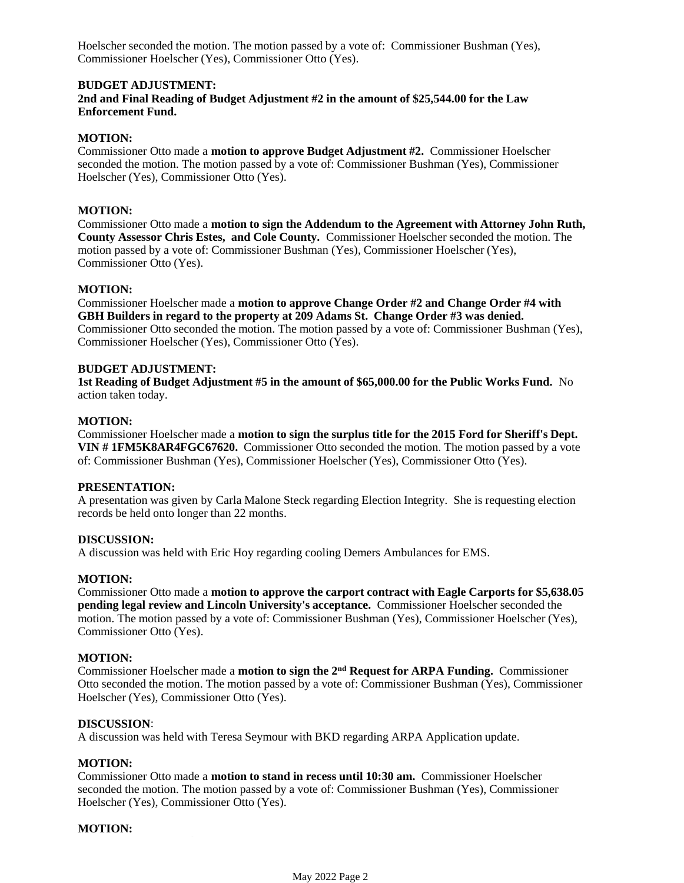Hoelscher seconded the motion. The motion passed by a vote of: Commissioner Bushman (Yes), Commissioner Hoelscher (Yes), Commissioner Otto (Yes).

**BUDGET ADJUSTMENT:**
**2nd and Final Reading of Budget Adjustment #2 in the amount of $25,544.00 for the Law Enforcement Fund.**

**MOTION:**
Commissioner Otto made a **motion to approve Budget Adjustment #2.** Commissioner Hoelscher seconded the motion. The motion passed by a vote of: Commissioner Bushman (Yes), Commissioner Hoelscher (Yes), Commissioner Otto (Yes).

**MOTION:**
Commissioner Otto made a **motion to sign the Addendum to the Agreement with Attorney John Ruth, County Assessor Chris Estes, and Cole County.** Commissioner Hoelscher seconded the motion. The motion passed by a vote of: Commissioner Bushman (Yes), Commissioner Hoelscher (Yes), Commissioner Otto (Yes).

**MOTION:**
Commissioner Hoelscher made a **motion to approve Change Order #2 and Change Order #4 with GBH Builders in regard to the property at 209 Adams St. Change Order #3 was denied.** Commissioner Otto seconded the motion. The motion passed by a vote of: Commissioner Bushman (Yes), Commissioner Hoelscher (Yes), Commissioner Otto (Yes).

**BUDGET ADJUSTMENT:**
**1st Reading of Budget Adjustment #5 in the amount of $65,000.00 for the Public Works Fund.** No action taken today.

**MOTION:**
Commissioner Hoelscher made a **motion to sign the surplus title for the 2015 Ford for Sheriff's Dept. VIN # 1FM5K8AR4FGC67620.** Commissioner Otto seconded the motion. The motion passed by a vote of: Commissioner Bushman (Yes), Commissioner Hoelscher (Yes), Commissioner Otto (Yes).

**PRESENTATION:**
A presentation was given by Carla Malone Steck regarding Election Integrity. She is requesting election records be held onto longer than 22 months.

**DISCUSSION:**
A discussion was held with Eric Hoy regarding cooling Demers Ambulances for EMS.

**MOTION:**
Commissioner Otto made a **motion to approve the carport contract with Eagle Carports for $5,638.05 pending legal review and Lincoln University's acceptance.** Commissioner Hoelscher seconded the motion. The motion passed by a vote of: Commissioner Bushman (Yes), Commissioner Hoelscher (Yes), Commissioner Otto (Yes).

**MOTION:**
Commissioner Hoelscher made a **motion to sign the 2nd Request for ARPA Funding.** Commissioner Otto seconded the motion. The motion passed by a vote of: Commissioner Bushman (Yes), Commissioner Hoelscher (Yes), Commissioner Otto (Yes).

**DISCUSSION**:
A discussion was held with Teresa Seymour with BKD regarding ARPA Application update.

**MOTION:**
Commissioner Otto made a **motion to stand in recess until 10:30 am.** Commissioner Hoelscher seconded the motion. The motion passed by a vote of: Commissioner Bushman (Yes), Commissioner Hoelscher (Yes), Commissioner Otto (Yes).

**MOTION:**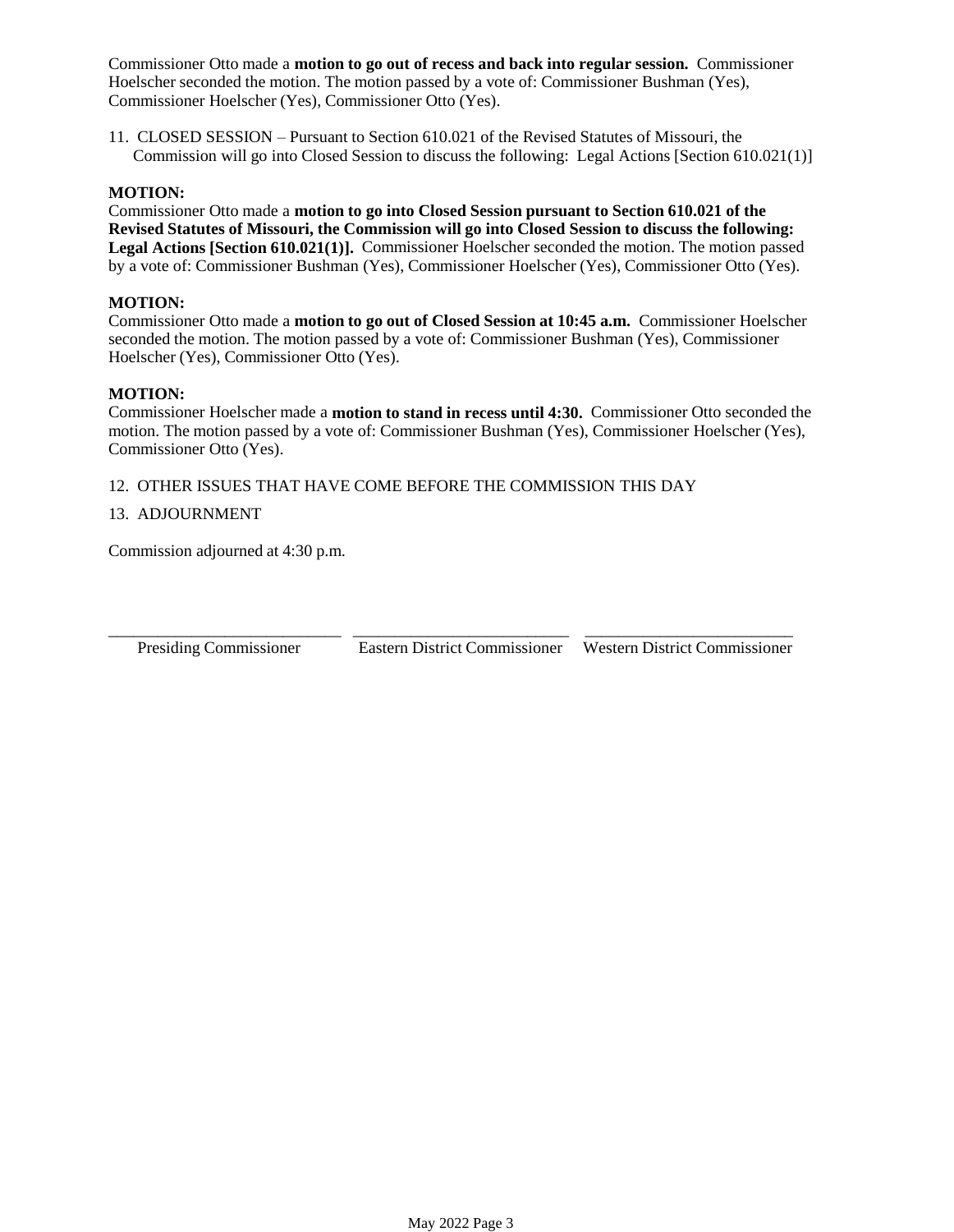Commissioner Otto made a **motion to go out of recess and back into regular session.** Commissioner Hoelscher seconded the motion. The motion passed by a vote of: Commissioner Bushman (Yes), Commissioner Hoelscher (Yes), Commissioner Otto (Yes).

11. CLOSED SESSION – Pursuant to Section 610.021 of the Revised Statutes of Missouri, the Commission will go into Closed Session to discuss the following: Legal Actions [Section 610.021(1)]

**MOTION:**
Commissioner Otto made a **motion to go into Closed Session pursuant to Section 610.021 of the Revised Statutes of Missouri, the Commission will go into Closed Session to discuss the following: Legal Actions [Section 610.021(1)].** Commissioner Hoelscher seconded the motion. The motion passed by a vote of: Commissioner Bushman (Yes), Commissioner Hoelscher (Yes), Commissioner Otto (Yes).

**MOTION:**
Commissioner Otto made a **motion to go out of Closed Session at 10:45 a.m.** Commissioner Hoelscher seconded the motion. The motion passed by a vote of: Commissioner Bushman (Yes), Commissioner Hoelscher (Yes), Commissioner Otto (Yes).

**MOTION:**
Commissioner Hoelscher made a **motion to stand in recess until 4:30.** Commissioner Otto seconded the motion. The motion passed by a vote of: Commissioner Bushman (Yes), Commissioner Hoelscher (Yes), Commissioner Otto (Yes).

12. OTHER ISSUES THAT HAVE COME BEFORE THE COMMISSION THIS DAY

13. ADJOURNMENT

Commission adjourned at 4:30 p.m.

| | | |
|---|---|---|
| ____________________________ | ____________________________ | ____________________________ |
| Presiding Commissioner | Eastern District Commissioner | Western District Commissioner |